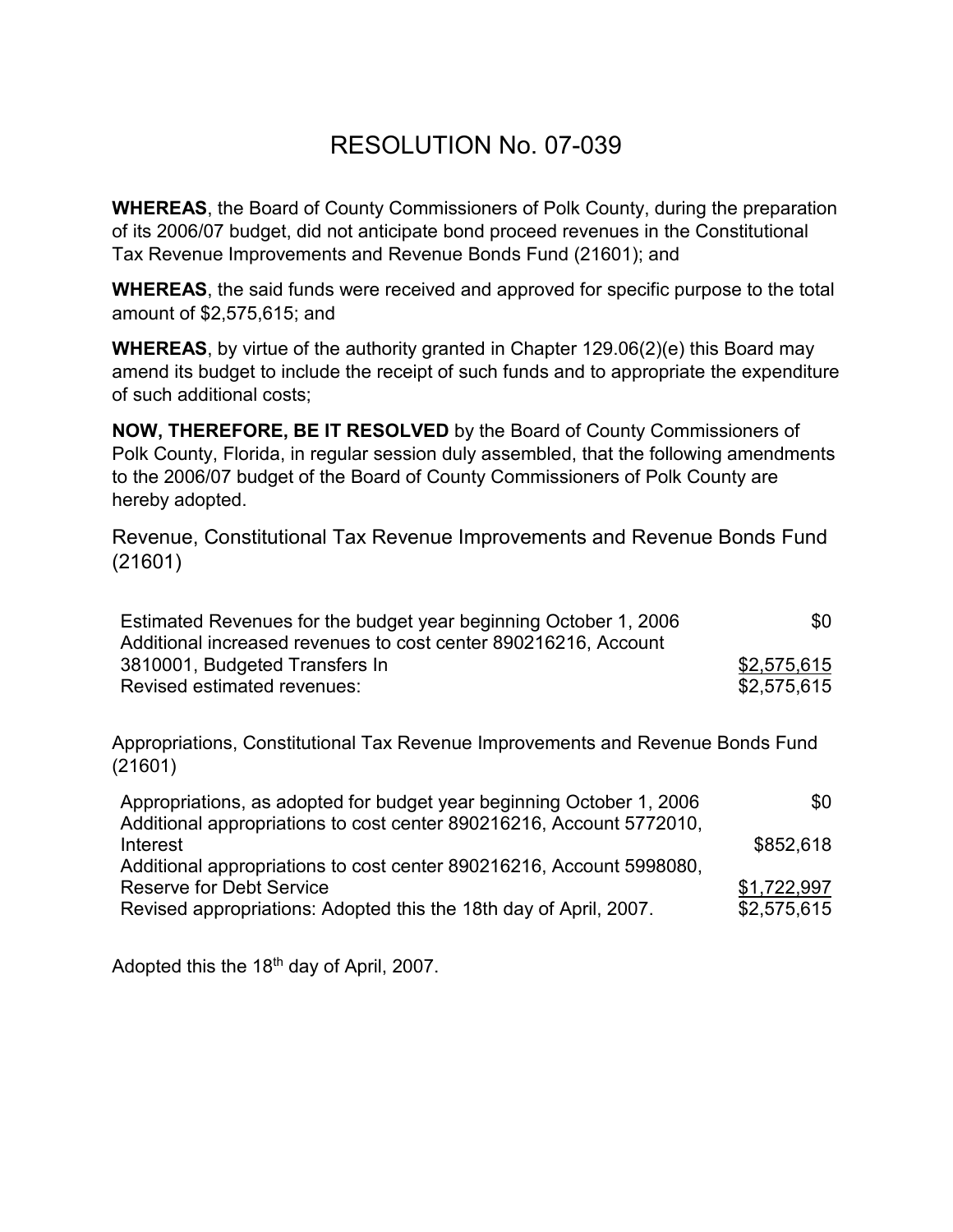# RESOLUTION No. 07-039

**WHEREAS**, the Board of County Commissioners of Polk County, during the preparation of its 2006/07 budget, did not anticipate bond proceed revenues in the Constitutional Tax Revenue Improvements and Revenue Bonds Fund (21601); and

**WHEREAS**, the said funds were received and approved for specific purpose to the total amount of $2,575,615; and

**WHEREAS**, by virtue of the authority granted in Chapter 129.06(2)(e) this Board may amend its budget to include the receipt of such funds and to appropriate the expenditure of such additional costs;

**NOW, THEREFORE, BE IT RESOLVED** by the Board of County Commissioners of Polk County, Florida, in regular session duly assembled, that the following amendments to the 2006/07 budget of the Board of County Commissioners of Polk County are hereby adopted.

Revenue, Constitutional Tax Revenue Improvements and Revenue Bonds Fund (21601)

| | |
|---|---|
| Estimated Revenues for the budget year beginning October 1, 2006 | $0 |
| Additional increased revenues to cost center 890216216, Account 3810001, Budgeted Transfers In | $2,575,615 |
| Revised estimated revenues: | $2,575,615 |

Appropriations, Constitutional Tax Revenue Improvements and Revenue Bonds Fund (21601)

| | |
|---|---|
| Appropriations, as adopted for budget year beginning October 1, 2006 | $0 |
| Additional appropriations to cost center 890216216, Account 5772010, Interest | $852,618 |
| Additional appropriations to cost center 890216216, Account 5998080, Reserve for Debt Service | $1,722,997 |
| Revised appropriations: Adopted this the 18th day of April, 2007. | $2,575,615 |

Adopted this the 18th day of April, 2007.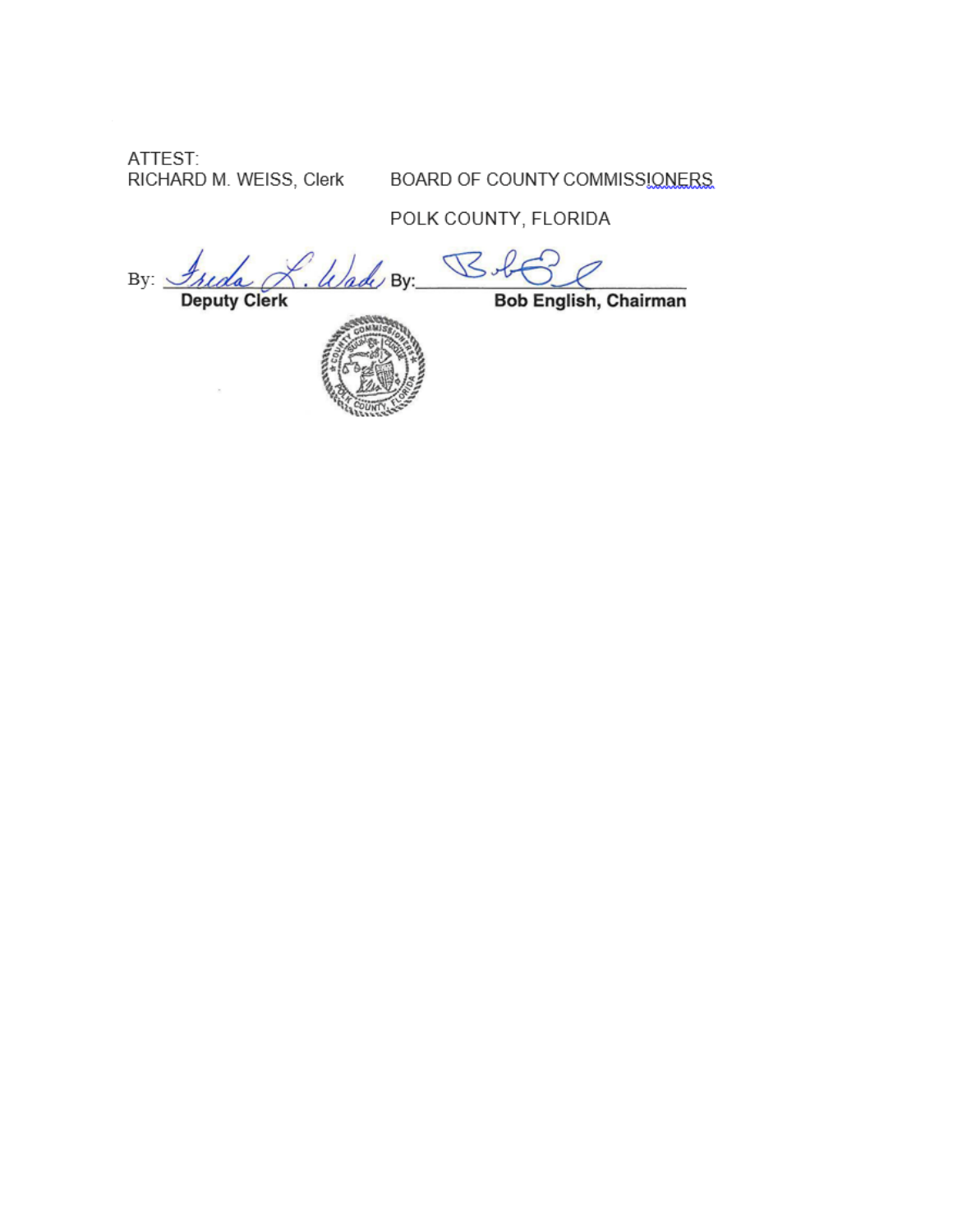ATTEST:
RICHARD M. WEISS, Clerk

BOARD OF COUNTY COMMISSIONERS
POLK COUNTY, FLORIDA

By: Freda L. Wade
**Deputy Clerk**

By: Bob English
**Bob English, Chairman**